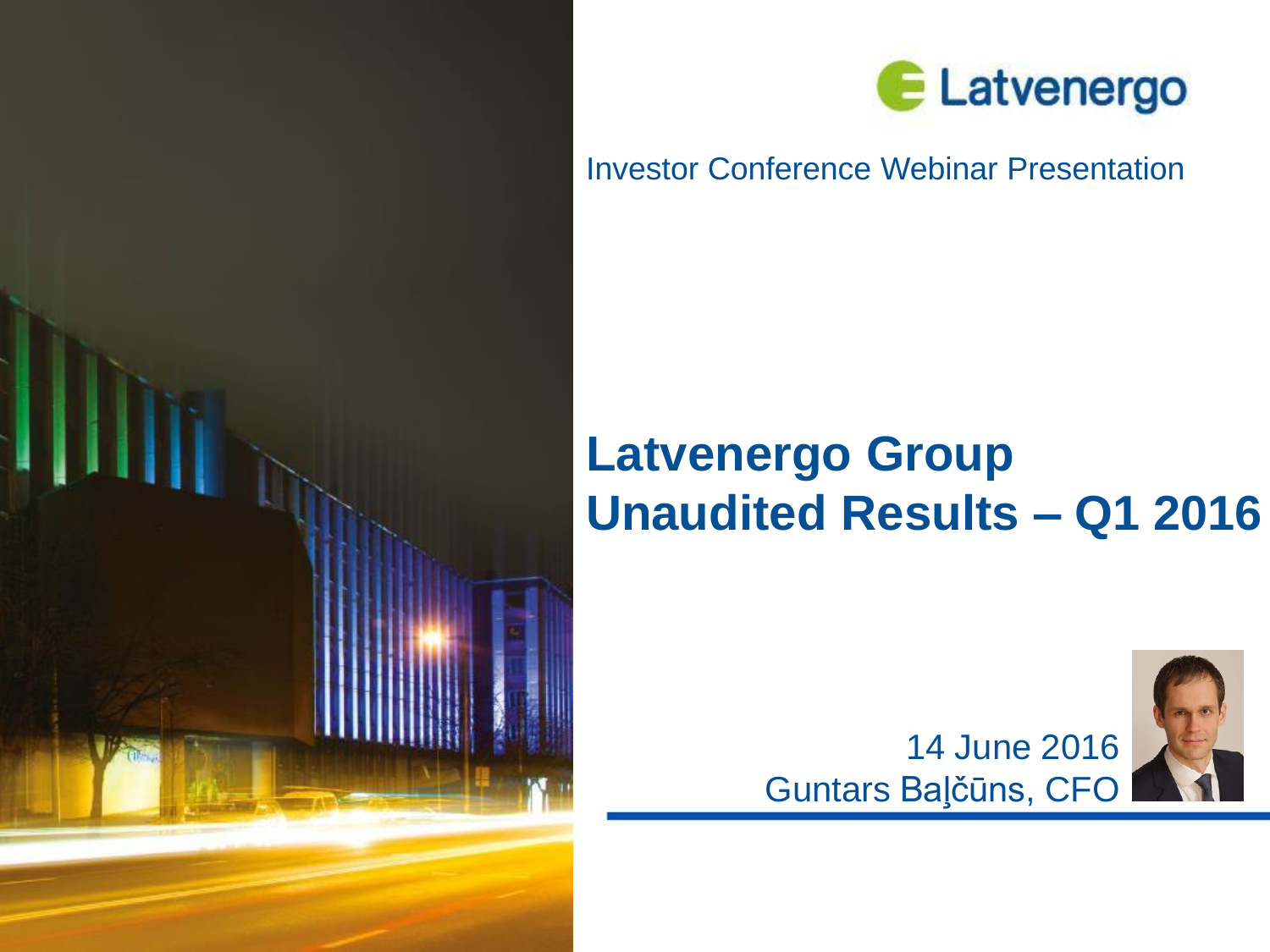Latvenergo

Investor Conference Webinar Presentation

# Latvenergo Group
# Unaudited Results – Q1 2016

14 June 2016

Guntars Baļčūns, CFO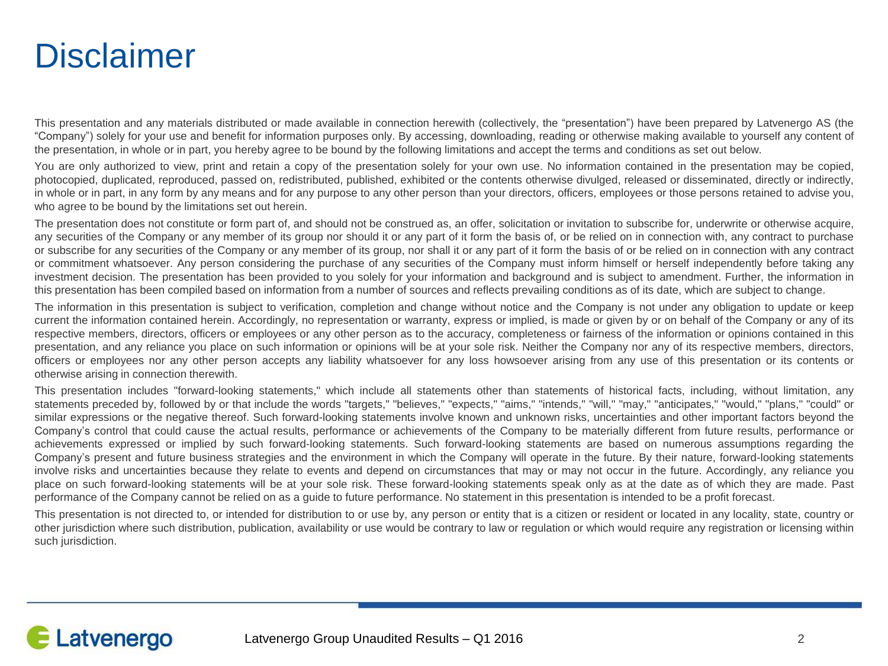# Disclaimer

This presentation and any materials distributed or made available in connection herewith (collectively, the "presentation") have been prepared by Latvenergo AS (the "Company") solely for your use and benefit for information purposes only. By accessing, downloading, reading or otherwise making available to yourself any content of the presentation, in whole or in part, you hereby agree to be bound by the following limitations and accept the terms and conditions as set out below.

You are only authorized to view, print and retain a copy of the presentation solely for your own use. No information contained in the presentation may be copied, photocopied, duplicated, reproduced, passed on, redistributed, published, exhibited or the contents otherwise divulged, released or disseminated, directly or indirectly, in whole or in part, in any form by any means and for any purpose to any other person than your directors, officers, employees or those persons retained to advise you, who agree to be bound by the limitations set out herein.

The presentation does not constitute or form part of, and should not be construed as, an offer, solicitation or invitation to subscribe for, underwrite or otherwise acquire, any securities of the Company or any member of its group nor should it or any part of it form the basis of, or be relied on in connection with, any contract to purchase or subscribe for any securities of the Company or any member of its group, nor shall it or any part of it form the basis of or be relied on in connection with any contract or commitment whatsoever. Any person considering the purchase of any securities of the Company must inform himself or herself independently before taking any investment decision. The presentation has been provided to you solely for your information and background and is subject to amendment. Further, the information in this presentation has been compiled based on information from a number of sources and reflects prevailing conditions as of its date, which are subject to change.

The information in this presentation is subject to verification, completion and change without notice and the Company is not under any obligation to update or keep current the information contained herein. Accordingly, no representation or warranty, express or implied, is made or given by or on behalf of the Company or any of its respective members, directors, officers or employees or any other person as to the accuracy, completeness or fairness of the information or opinions contained in this presentation, and any reliance you place on such information or opinions will be at your sole risk. Neither the Company nor any of its respective members, directors, officers or employees nor any other person accepts any liability whatsoever for any loss howsoever arising from any use of this presentation or its contents or otherwise arising in connection therewith.

This presentation includes "forward-looking statements," which include all statements other than statements of historical facts, including, without limitation, any statements preceded by, followed by or that include the words "targets," "believes," "expects," "aims," "intends," "will," "may," "anticipates," "would," "plans," "could" or similar expressions or the negative thereof. Such forward-looking statements involve known and unknown risks, uncertainties and other important factors beyond the Company's control that could cause the actual results, performance or achievements of the Company to be materially different from future results, performance or achievements expressed or implied by such forward-looking statements. Such forward-looking statements are based on numerous assumptions regarding the Company's present and future business strategies and the environment in which the Company will operate in the future. By their nature, forward-looking statements involve risks and uncertainties because they relate to events and depend on circumstances that may or may not occur in the future. Accordingly, any reliance you place on such forward-looking statements will be at your sole risk. These forward-looking statements speak only as at the date as of which they are made. Past performance of the Company cannot be relied on as a guide to future performance. No statement in this presentation is intended to be a profit forecast.

This presentation is not directed to, or intended for distribution to or use by, any person or entity that is a citizen or resident or located in any locality, state, country or other jurisdiction where such distribution, publication, availability or use would be contrary to law or regulation or which would require any registration or licensing within such jurisdiction.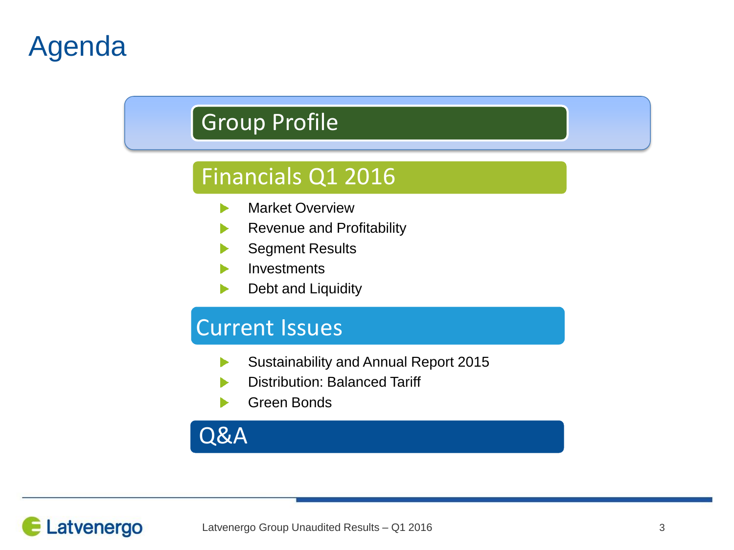# Agenda

## Group Profile

## Financials Q1 2016

- Market Overview
- Revenue and Profitability
- Segment Results
- Investments
- Debt and Liquidity

## Current Issues

- Sustainability and Annual Report 2015
- Distribution: Balanced Tariff
- Green Bonds

## Q&A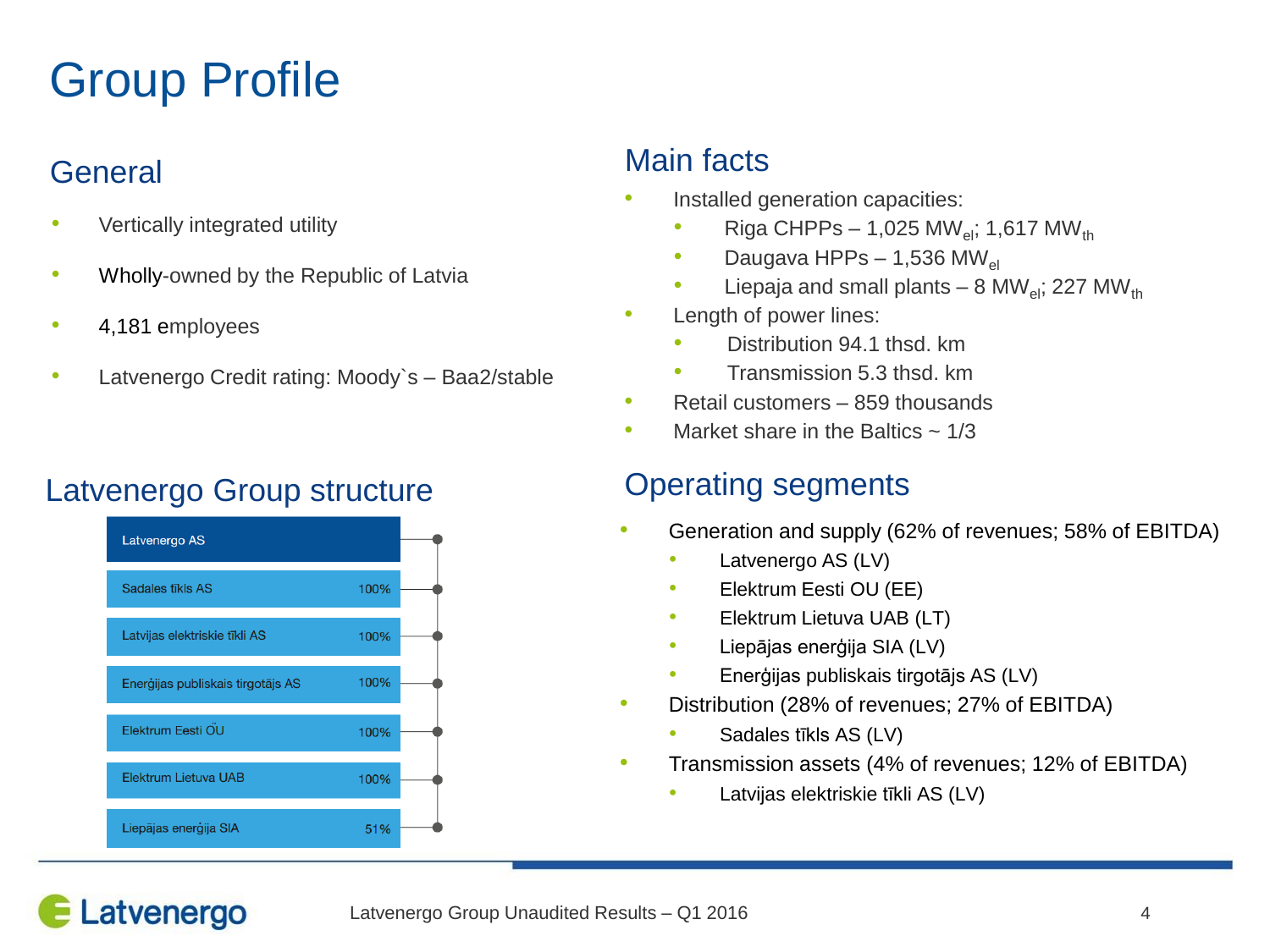# Group Profile

## General

- Vertically integrated utility
- Wholly-owned by the Republic of Latvia
- 4,181 employees
- Latvenergo Credit rating: Moody`s – Baa2/stable

## Latvenergo Group structure

| Company | Share |
|---|---|
| Latvenergo AS | |
| Sadales tīkls AS | 100% |
| Latvijas elektriskie tīkli AS | 100% |
| Enerģijas publiskais tirgotājs AS | 100% |
| Elektrum Eesti OÜ | 100% |
| Elektrum Lietuva UAB | 100% |
| Liepājas enerģija SIA | 51% |

## Main facts

- Installed generation capacities:
  - Riga CHPPs – 1,025 $MW_{el}$; 1,617 $MW_{th}$
  - Daugava HPPs – 1,536 $MW_{el}$
  - Liepaja and small plants – 8 $MW_{el}$; 227 $MW_{th}$
- Length of power lines:
  - Distribution 94.1 thsd. km
  - Transmission 5.3 thsd. km
- Retail customers – 859 thousands
- Market share in the Baltics ~ 1/3

## Operating segments

- Generation and supply (62% of revenues; 58% of EBITDA)
  - Latvenergo AS (LV)
  - Elektrum Eesti OU (EE)
  - Elektrum Lietuva UAB (LT)
  - Liepājas enerģija SIA (LV)
  - Enerģijas publiskais tirgotājs AS (LV)
- Distribution (28% of revenues; 27% of EBITDA)
  - Sadales tīkls AS (LV)
- Transmission assets (4% of revenues; 12% of EBITDA)
  - Latvijas elektriskie tīkli AS (LV)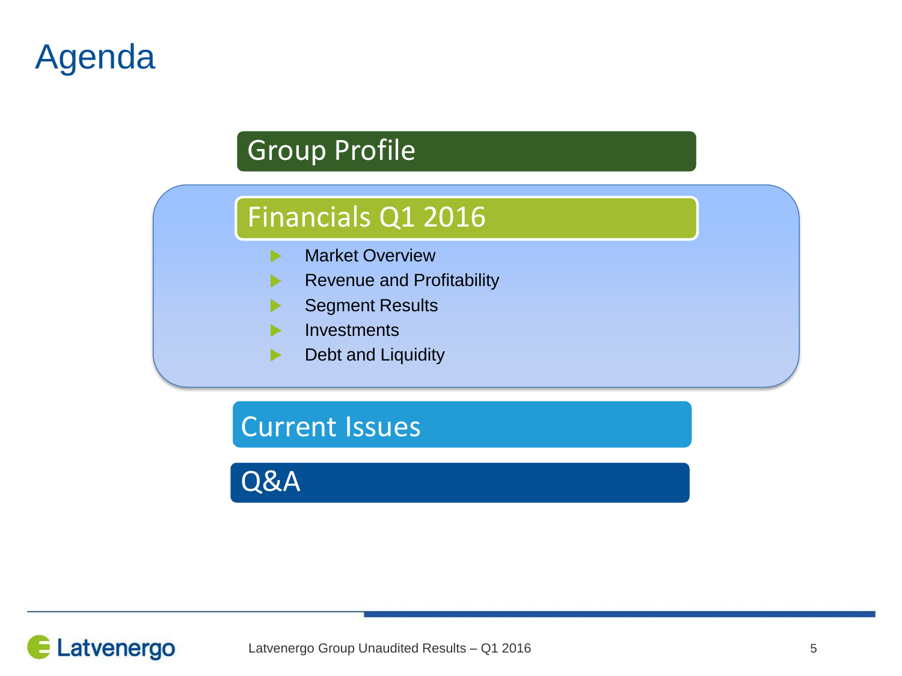# Agenda

## Group Profile

## Financials Q1 2016

- Market Overview
- Revenue and Profitability
- Segment Results
- Investments
- Debt and Liquidity

## Current Issues

## Q&A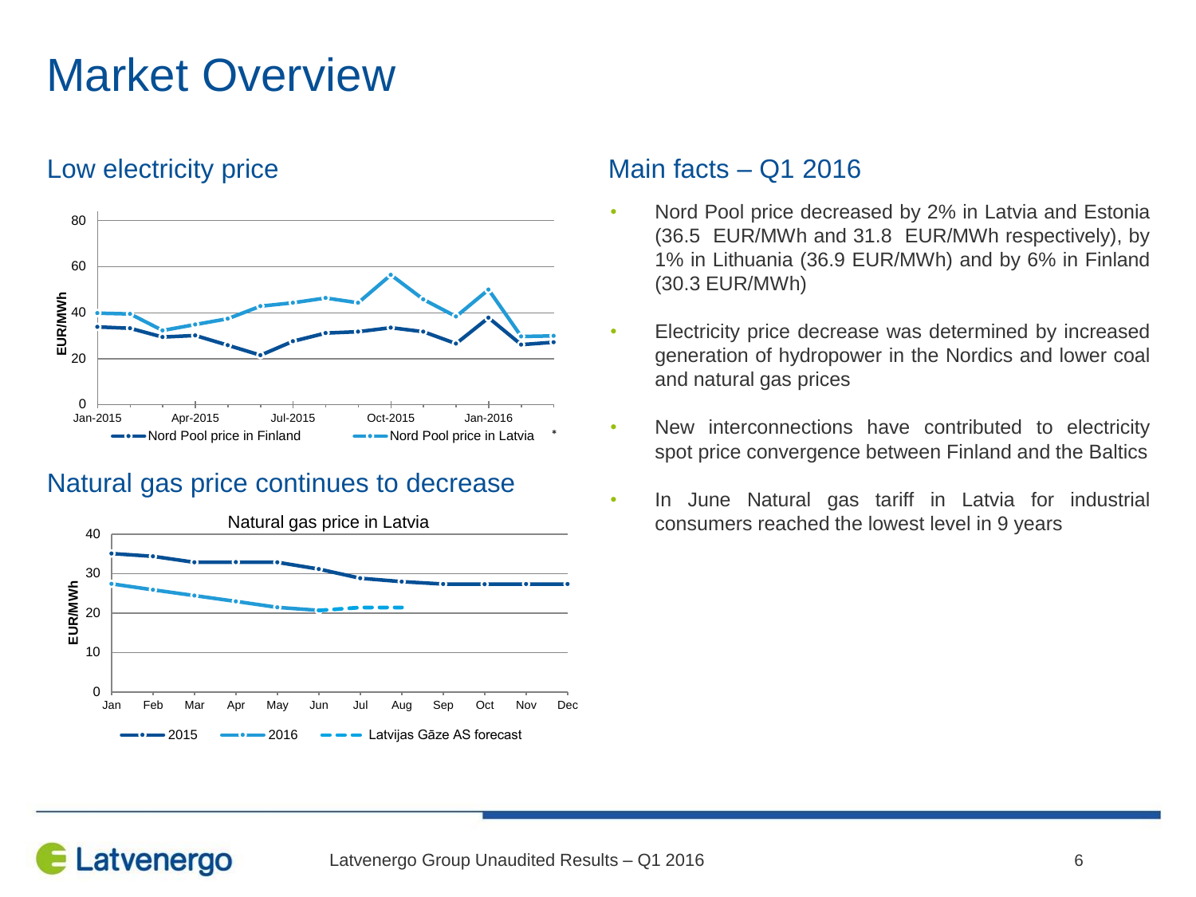# Market Overview

## Low electricity price

EUR/MWh

Jan-2015 | Apr-2015 | Jul-2015 | Oct-2015 | Jan-2016

Nord Pool price in Finland | Nord Pool price in Latvia *

## Natural gas price continues to decrease

Natural gas price in Latvia

EUR/MWh

Jan | Feb | Mar | Apr | May | Jun | Jul | Aug | Sep | Oct | Nov | Dec

2015 | 2016 | Latvijas Gāze AS forecast

## Main facts – Q1 2016

- Nord Pool price decreased by 2% in Latvia and Estonia (36.5 EUR/MWh and 31.8 EUR/MWh respectively), by 1% in Lithuania (36.9 EUR/MWh) and by 6% in Finland (30.3 EUR/MWh)
- Electricity price decrease was determined by increased generation of hydropower in the Nordics and lower coal and natural gas prices
- New interconnections have contributed to electricity spot price convergence between Finland and the Baltics
- In June Natural gas tariff in Latvia for industrial consumers reached the lowest level in 9 years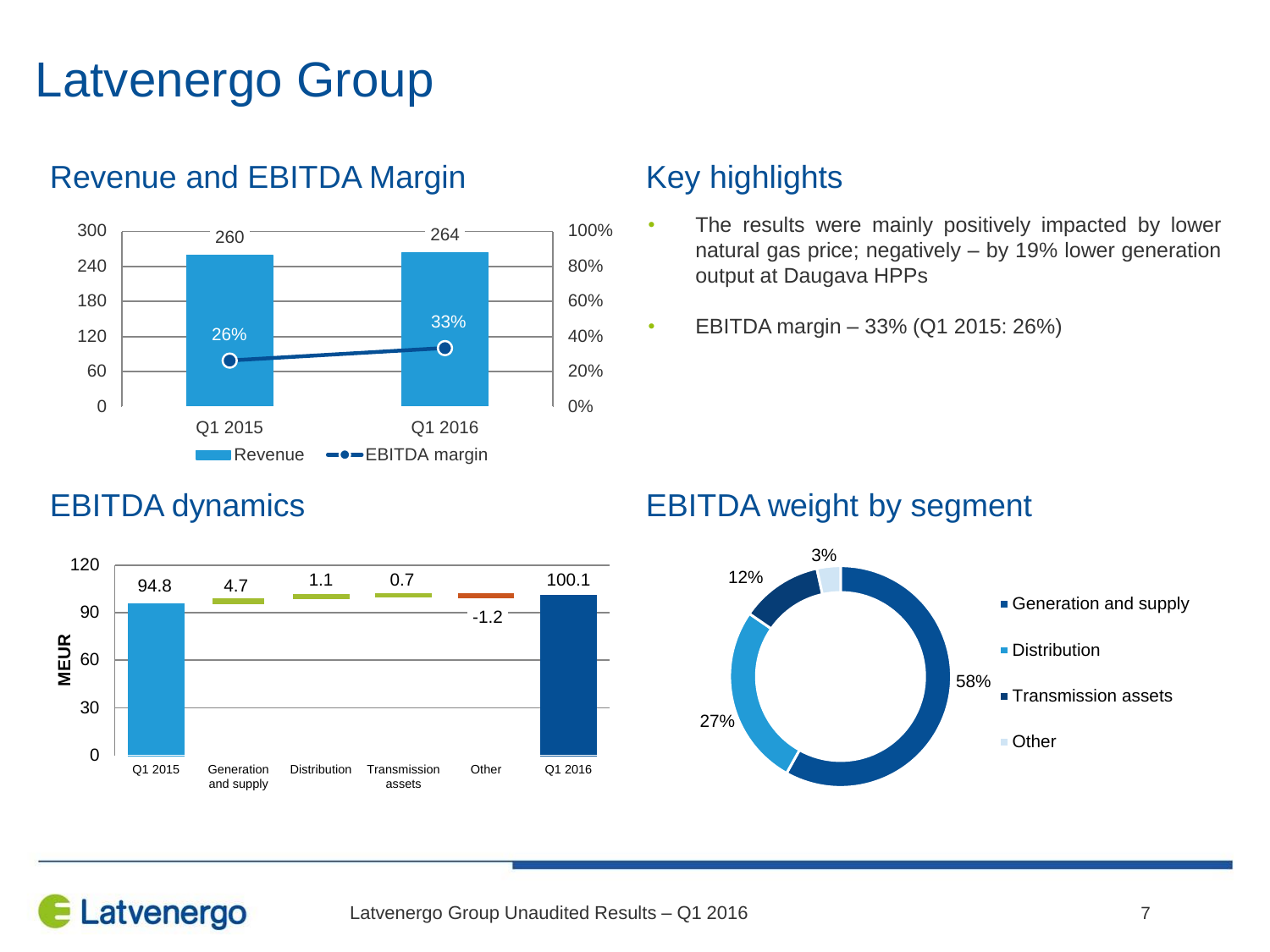# Latvenergo Group

## Revenue and EBITDA Margin

| | Q1 2015 | Q1 2016 |
|---|---|---|
| Revenue | 260 | 264 |
| EBITDA margin | 26% | 33% |

## Key highlights

- The results were mainly positively impacted by lower natural gas price; negatively – by 19% lower generation output at Daugava HPPs
- EBITDA margin – 33% (Q1 2015: 26%)

## EBITDA dynamics

MEUR

| Q1 2015 | Generation and supply | Distribution | Transmission assets | Other | Q1 2016 |
|---|---|---|---|---|---|
| 94.8 | 4.7 | 1.1 | 0.7 | -1.2 | 100.1 |

## EBITDA weight by segment

| Segment | Weight |
|---|---|
| Generation and supply | 58% |
| Distribution | 27% |
| Transmission assets | 12% |
| Other | 3% |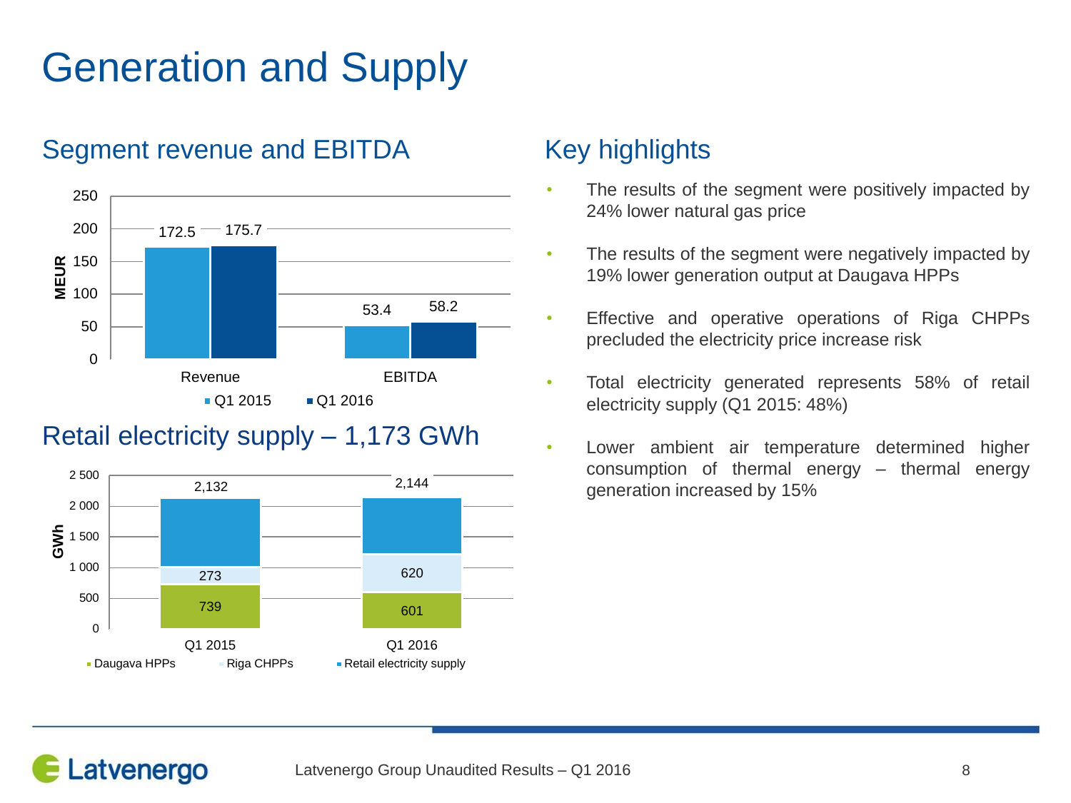# Generation and Supply

## Segment revenue and EBITDA

| MEUR | Q1 2015 | Q1 2016 |
|---|---|---|
| Revenue | 172.5 | 175.7 |
| EBITDA | 53.4 | 58.2 |

## Retail electricity supply – 1,173 GWh

| GWh | Q1 2015 | Q1 2016 |
|---|---|---|
| Daugava HPPs | 739 | 601 |
| Riga CHPPs | 273 | 620 |
| Retail electricity supply | 2,132 | 2,144 |

## Key highlights

- The results of the segment were positively impacted by 24% lower natural gas price
- The results of the segment were negatively impacted by 19% lower generation output at Daugava HPPs
- Effective and operative operations of Riga CHPPs precluded the electricity price increase risk
- Total electricity generated represents 58% of retail electricity supply (Q1 2015: 48%)
- Lower ambient air temperature determined higher consumption of thermal energy – thermal energy generation increased by 15%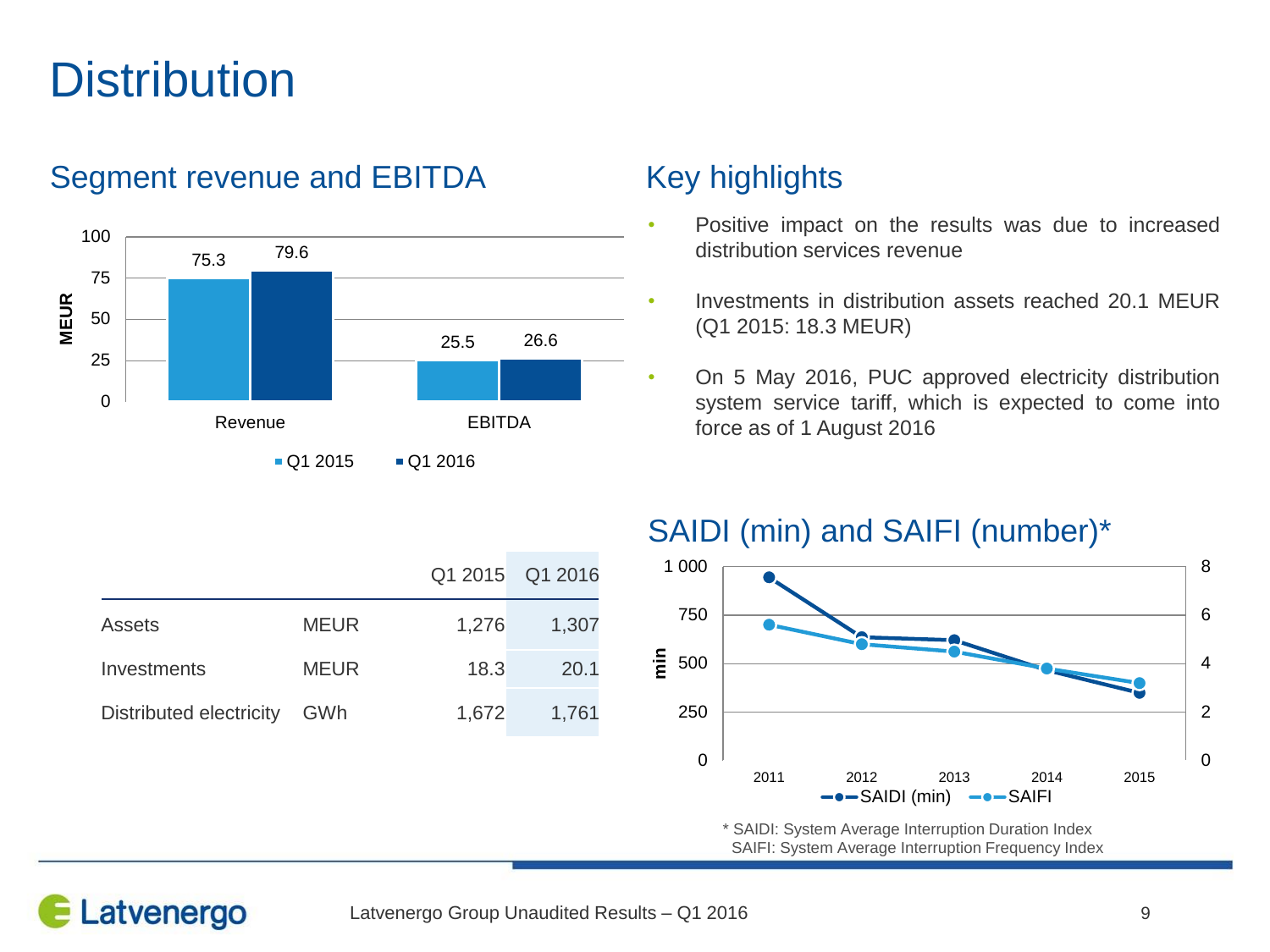# Distribution

## Segment revenue and EBITDA

| MEUR | Q1 2015 | Q1 2016 |
|---|---|---|
| Revenue | 75.3 | 79.6 |
| EBITDA | 25.5 | 26.6 |

| | | Q1 2015 | Q1 2016 |
|---|---|---|---|
| Assets | MEUR | 1,276 | 1,307 |
| Investments | MEUR | 18.3 | 20.1 |
| Distributed electricity | GWh | 1,672 | 1,761 |

## Key highlights

- Positive impact on the results was due to increased distribution services revenue
- Investments in distribution assets reached 20.1 MEUR (Q1 2015: 18.3 MEUR)
- On 5 May 2016, PUC approved electricity distribution system service tariff, which is expected to come into force as of 1 August 2016

## SAIDI (min) and SAIFI (number)*

\* SAIDI: System Average Interruption Duration Index
SAIFI: System Average Interruption Frequency Index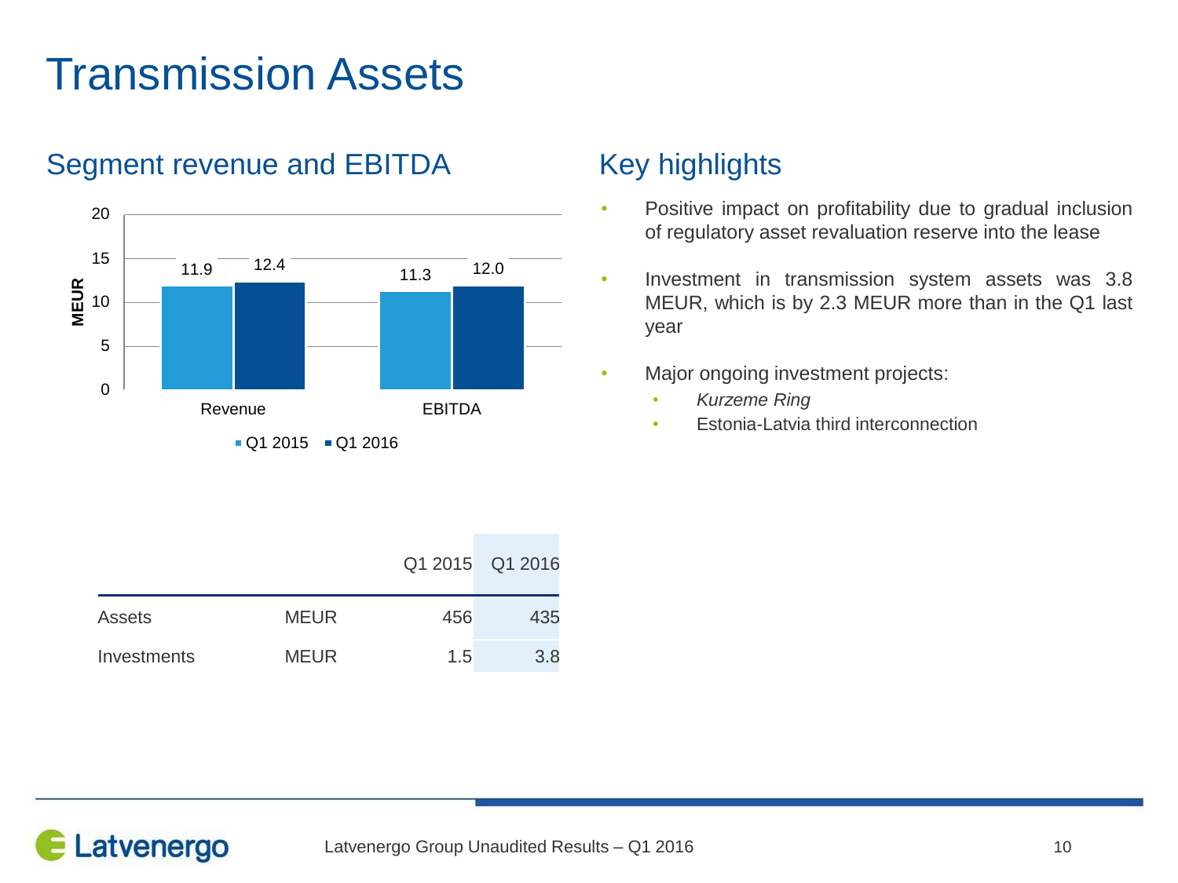# Transmission Assets

## Segment revenue and EBITDA

| MEUR | Q1 2015 | Q1 2016 |
|---|---|---|
| Revenue | 11.9 | 12.4 |
| EBITDA | 11.3 | 12.0 |

| | | Q1 2015 | Q1 2016 |
|---|---|---|---|
| Assets | MEUR | 456 | 435 |
| Investments | MEUR | 1.5 | 3.8 |

## Key highlights

- Positive impact on profitability due to gradual inclusion of regulatory asset revaluation reserve into the lease
- Investment in transmission system assets was 3.8 MEUR, which is by 2.3 MEUR more than in the Q1 last year
- Major ongoing investment projects:
  - *Kurzeme Ring*
  - Estonia-Latvia third interconnection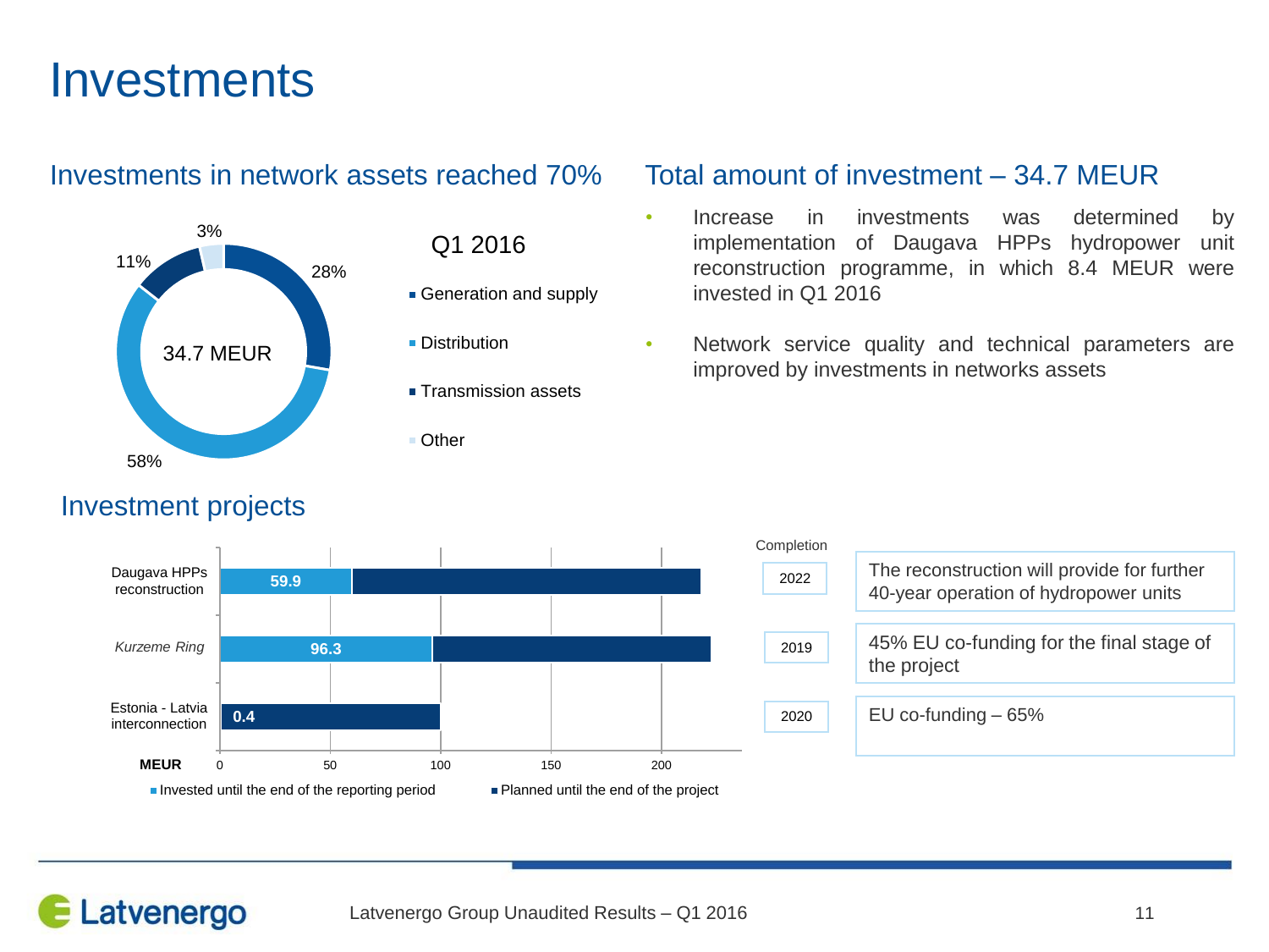# Investments

## Investments in network assets reached 70%

Q1 2016

| Segment | Share |
| --- | --- |
| Generation and supply | 28% |
| Distribution | 58% |
| Transmission assets | 11% |
| Other | 3% |

34.7 MEUR

## Total amount of investment – 34.7 MEUR

- Increase in investments was determined by implementation of Daugava HPPs hydropower unit reconstruction programme, in which 8.4 MEUR were invested in Q1 2016
- Network service quality and technical parameters are improved by investments in networks assets

## Investment projects

| Project | Invested until the end of the reporting period (MEUR) | Completion | |
| --- | --- | --- | --- |
| Daugava HPPs reconstruction | 59.9 | 2022 | The reconstruction will provide for further 40-year operation of hydropower units |
| *Kurzeme Ring* | 96.3 | 2019 | 45% EU co-funding for the final stage of the project |
| Estonia - Latvia interconnection | 0.4 | 2020 | EU co-funding – 65% |

MEUR: 0, 50, 100, 150, 200

■ Invested until the end of the reporting period ■ Planned until the end of the project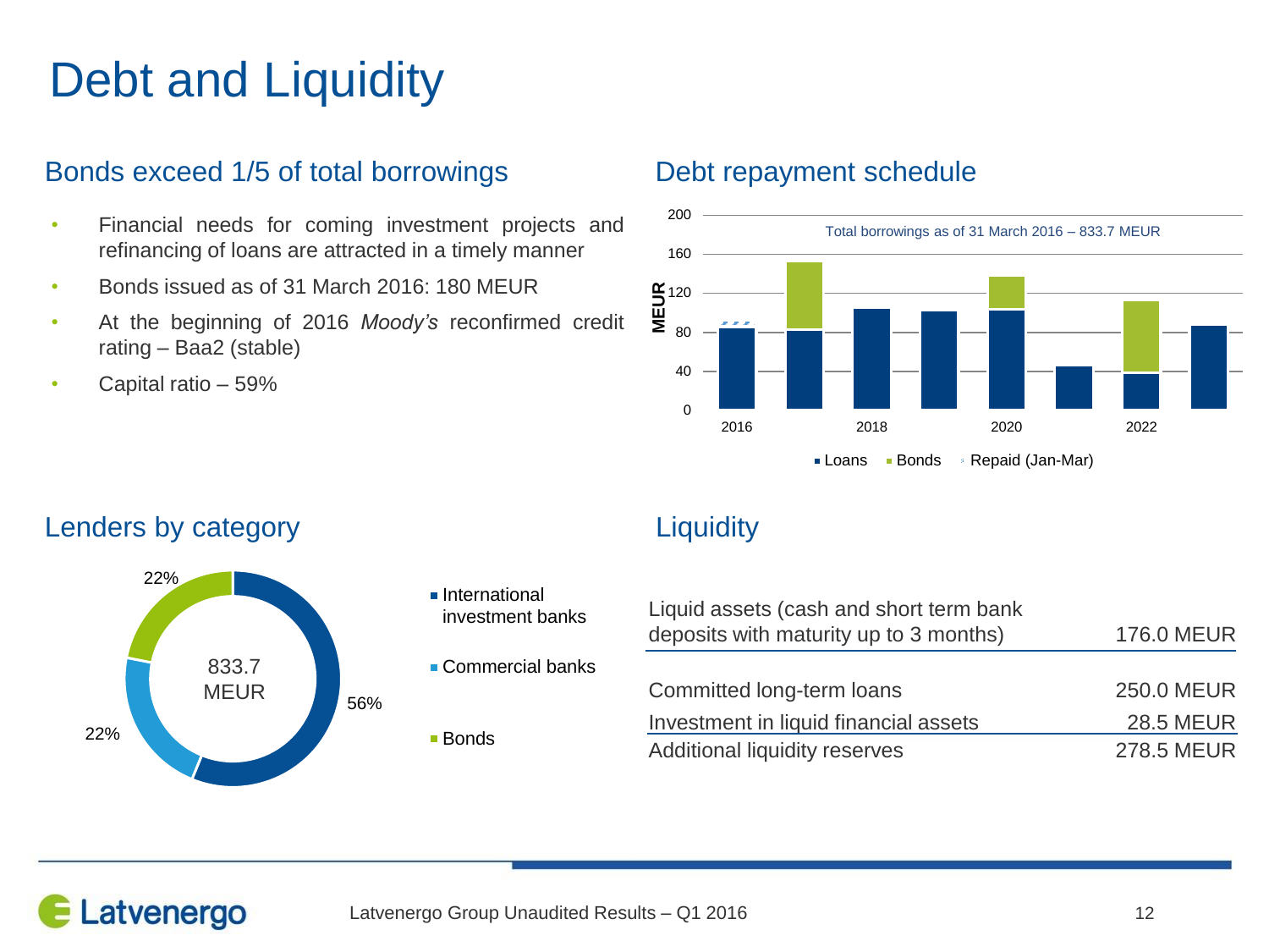# Debt and Liquidity

## Bonds exceed 1/5 of total borrowings

- Financial needs for coming investment projects and refinancing of loans are attracted in a timely manner
- Bonds issued as of 31 March 2016: 180 MEUR
- At the beginning of 2016 *Moody's* reconfirmed credit rating – Baa2 (stable)
- Capital ratio – 59%

## Debt repayment schedule

Total borrowings as of 31 March 2016 – 833.7 MEUR

MEUR: 0, 40, 80, 120, 160, 200

2016, 2018, 2020, 2022

Loans, Bonds, Repaid (Jan-Mar)

## Lenders by category

833.7 MEUR

- International investment banks: 56%
- Commercial banks: 22%
- Bonds: 22%

## Liquidity

| | |
|---|---|
| Liquid assets (cash and short term bank deposits with maturity up to 3 months) | 176.0 MEUR |
| Committed long-term loans | 250.0 MEUR |
| Investment in liquid financial assets | 28.5 MEUR |
| Additional liquidity reserves | 278.5 MEUR |

Latvenergo Group Unaudited Results – Q1 2016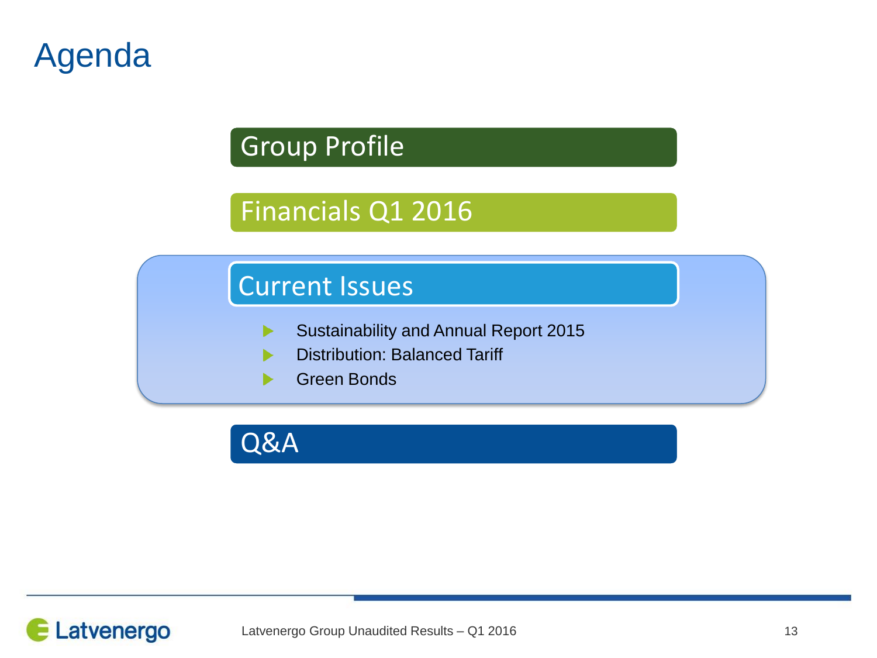# Agenda

## Group Profile

## Financials Q1 2016

## Current Issues

- Sustainability and Annual Report 2015
- Distribution: Balanced Tariff
- Green Bonds

## Q&A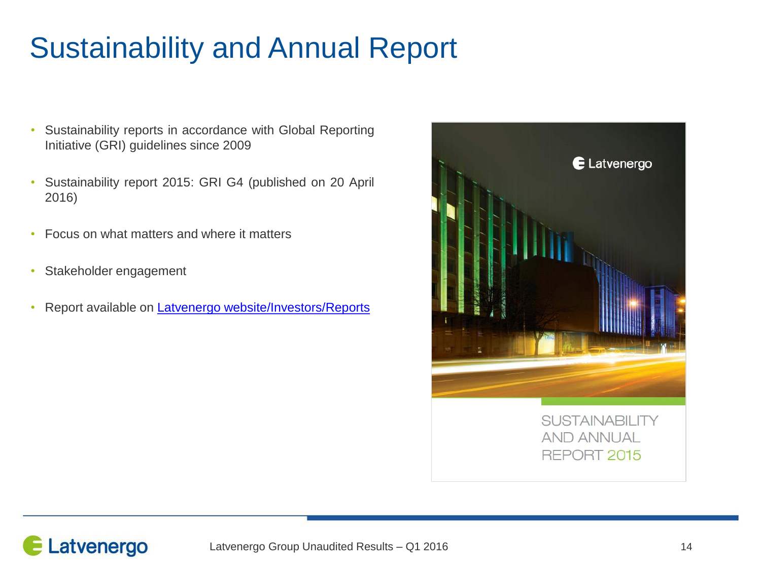# Sustainability and Annual Report

- Sustainability reports in accordance with Global Reporting Initiative (GRI) guidelines since 2009
- Sustainability report 2015: GRI G4 (published on 20 April 2016)
- Focus on what matters and where it matters
- Stakeholder engagement
- Report available on Latvenergo website/Investors/Reports

Latvenergo

SUSTAINABILITY AND ANNUAL REPORT 2015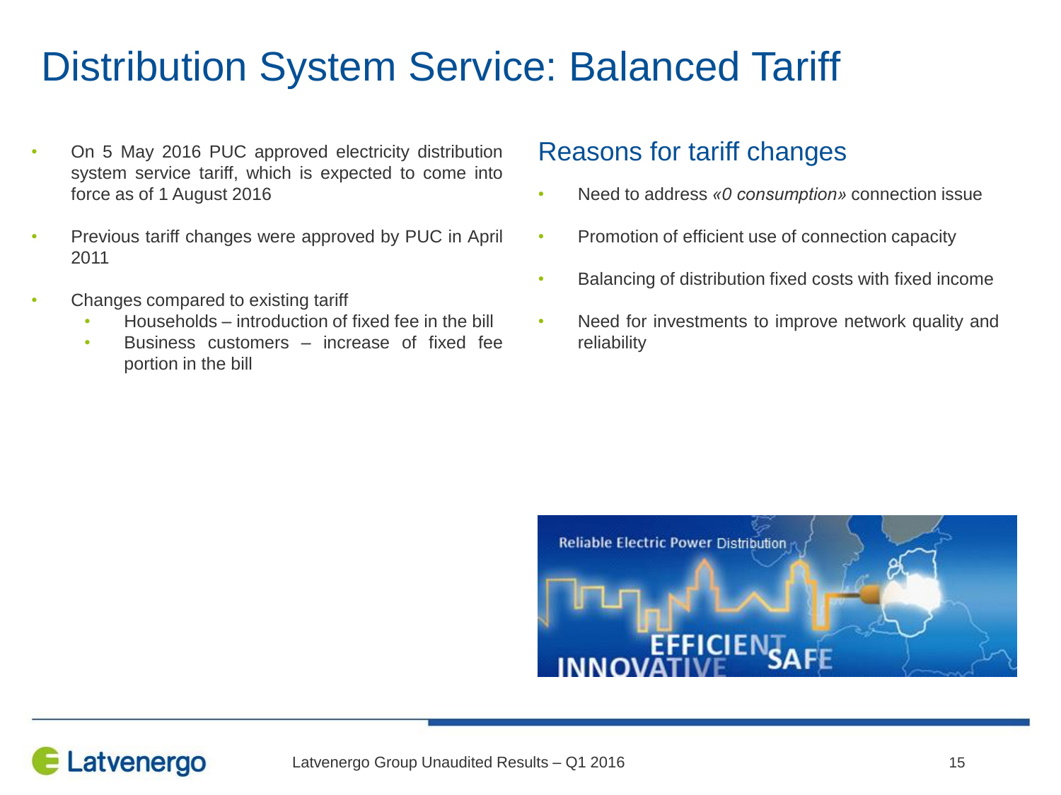# Distribution System Service: Balanced Tariff

- On 5 May 2016 PUC approved electricity distribution system service tariff, which is expected to come into force as of 1 August 2016
- Previous tariff changes were approved by PUC in April 2011
- Changes compared to existing tariff
  - Households – introduction of fixed fee in the bill
  - Business customers – increase of fixed fee portion in the bill

## Reasons for tariff changes

- Need to address *«0 consumption»* connection issue
- Promotion of efficient use of connection capacity
- Balancing of distribution fixed costs with fixed income
- Need for investments to improve network quality and reliability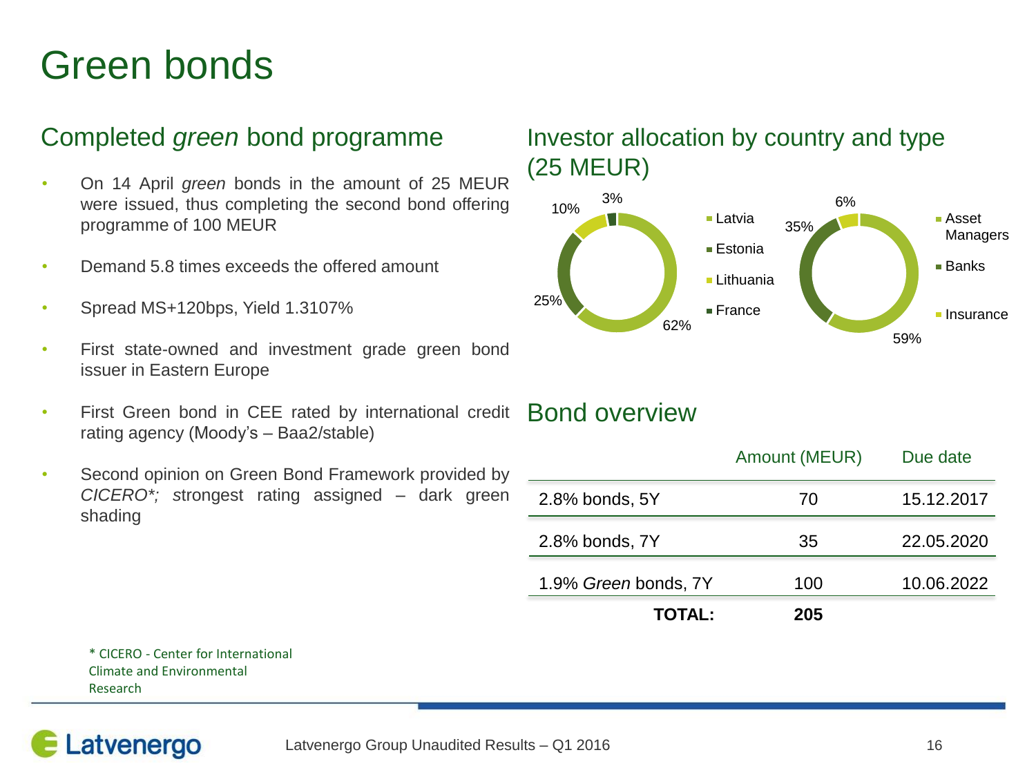# Green bonds

## Completed *green* bond programme

- On 14 April *green* bonds in the amount of 25 MEUR were issued, thus completing the second bond offering programme of 100 MEUR
- Demand 5.8 times exceeds the offered amount
- Spread MS+120bps, Yield 1.3107%
- First state-owned and investment grade green bond issuer in Eastern Europe
- First Green bond in CEE rated by international credit rating agency (Moody's – Baa2/stable)
- Second opinion on Green Bond Framework provided by *CICERO*;* strongest rating assigned – dark green shading

\* CICERO - Center for International Climate and Environmental Research

## Investor allocation by country and type (25 MEUR)

By country:

| Country | Share |
|---|---|
| Latvia | 62% |
| Estonia | 25% |
| Lithuania | 10% |
| France | 3% |

By type:

| Investor type | Share |
|---|---|
| Asset Managers | 59% |
| Banks | 35% |
| Insurance | 6% |

## Bond overview

| | Amount (MEUR) | Due date |
|---|---|---|
| 2.8% bonds, 5Y | 70 | 15.12.2017 |
| 2.8% bonds, 7Y | 35 | 22.05.2020 |
| 1.9% *Green* bonds, 7Y | 100 | 10.06.2022 |
| **TOTAL:** | **205** | |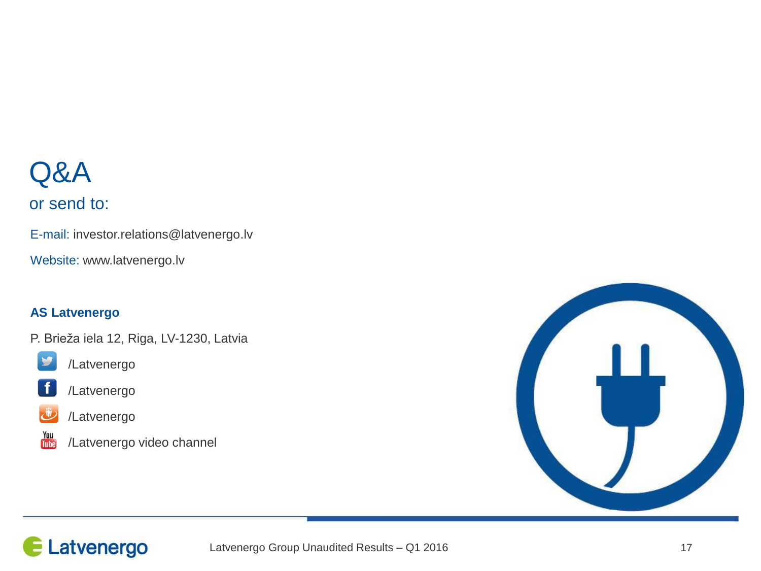# Q&A

## or send to:

E-mail: investor.relations@latvenergo.lv

Website: www.latvenergo.lv

**AS Latvenergo**

P. Brieža iela 12, Riga, LV-1230, Latvia

/Latvenergo

/Latvenergo

/Latvenergo

/Latvenergo video channel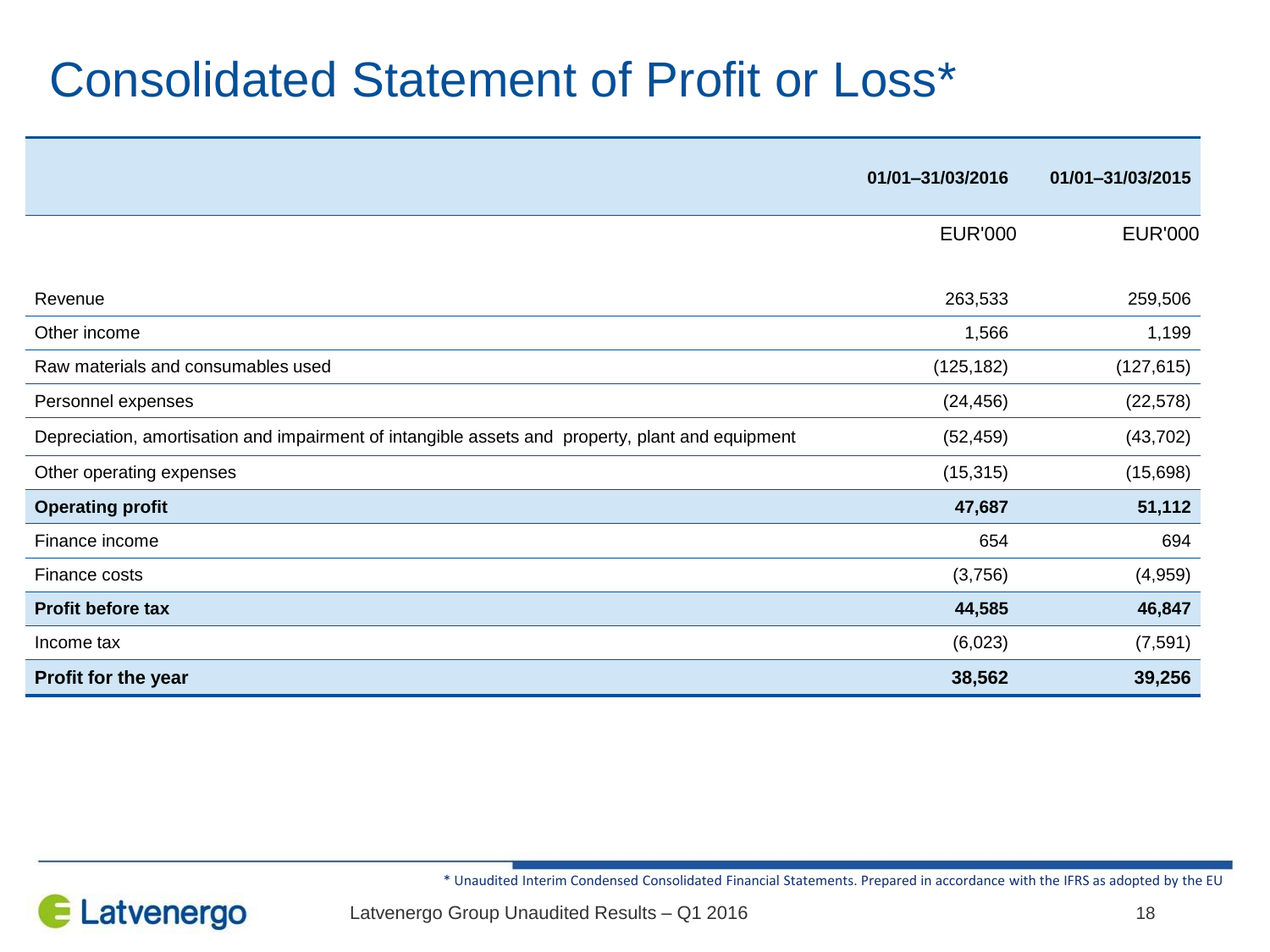# Consolidated Statement of Profit or Loss*

| | 01/01–31/03/2016 | 01/01–31/03/2015 |
|---|---|---|
| | EUR'000 | EUR'000 |
| Revenue | 263,533 | 259,506 |
| Other income | 1,566 | 1,199 |
| Raw materials and consumables used | (125,182) | (127,615) |
| Personnel expenses | (24,456) | (22,578) |
| Depreciation, amortisation and impairment of intangible assets and property, plant and equipment | (52,459) | (43,702) |
| Other operating expenses | (15,315) | (15,698) |
| **Operating profit** | **47,687** | **51,112** |
| Finance income | 654 | 694 |
| Finance costs | (3,756) | (4,959) |
| **Profit before tax** | **44,585** | **46,847** |
| Income tax | (6,023) | (7,591) |
| **Profit for the year** | **38,562** | **39,256** |

* Unaudited Interim Condensed Consolidated Financial Statements. Prepared in accordance with the IFRS as adopted by the EU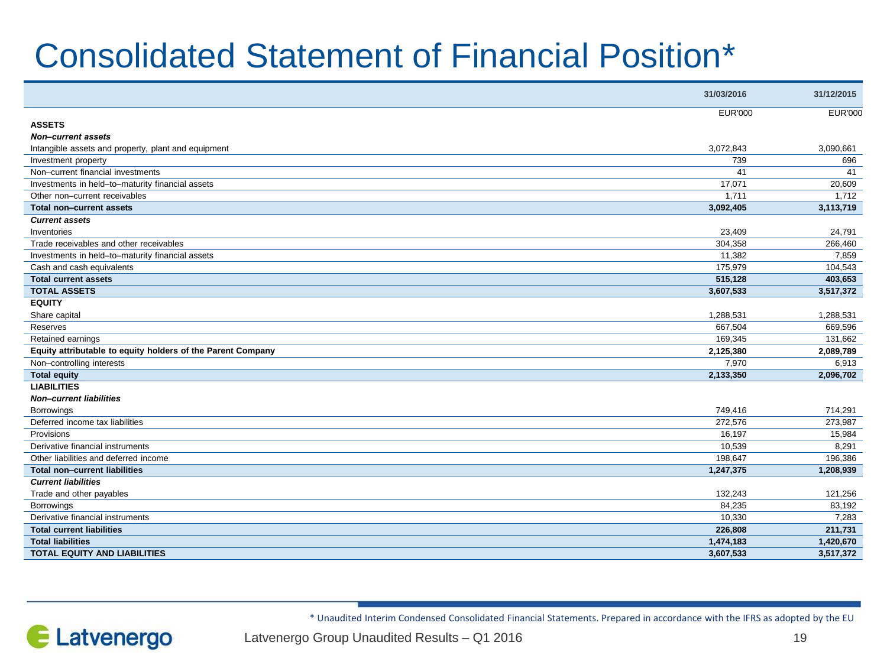# Consolidated Statement of Financial Position*

| | 31/03/2016 | 31/12/2015 |
|---|---|---|
| | EUR'000 | EUR'000 |
| **ASSETS** | | |
| ***Non–current assets*** | | |
| Intangible assets and property, plant and equipment | 3,072,843 | 3,090,661 |
| Investment property | 739 | 696 |
| Non–current financial investments | 41 | 41 |
| Investments in held–to–maturity financial assets | 17,071 | 20,609 |
| Other non–current receivables | 1,711 | 1,712 |
| **Total non–current assets** | **3,092,405** | **3,113,719** |
| ***Current assets*** | | |
| Inventories | 23,409 | 24,791 |
| Trade receivables and other receivables | 304,358 | 266,460 |
| Investments in held–to–maturity financial assets | 11,382 | 7,859 |
| Cash and cash equivalents | 175,979 | 104,543 |
| **Total current assets** | **515,128** | **403,653** |
| **TOTAL ASSETS** | **3,607,533** | **3,517,372** |
| **EQUITY** | | |
| Share capital | 1,288,531 | 1,288,531 |
| Reserves | 667,504 | 669,596 |
| Retained earnings | 169,345 | 131,662 |
| **Equity attributable to equity holders of the Parent Company** | **2,125,380** | **2,089,789** |
| Non–controlling interests | 7,970 | 6,913 |
| **Total equity** | **2,133,350** | **2,096,702** |
| **LIABILITIES** | | |
| ***Non–current liabilities*** | | |
| Borrowings | 749,416 | 714,291 |
| Deferred income tax liabilities | 272,576 | 273,987 |
| Provisions | 16,197 | 15,984 |
| Derivative financial instruments | 10,539 | 8,291 |
| Other liabilities and deferred income | 198,647 | 196,386 |
| **Total non–current liabilities** | **1,247,375** | **1,208,939** |
| ***Current liabilities*** | | |
| Trade and other payables | 132,243 | 121,256 |
| Borrowings | 84,235 | 83,192 |
| Derivative financial instruments | 10,330 | 7,283 |
| **Total current liabilities** | **226,808** | **211,731** |
| **Total liabilities** | **1,474,183** | **1,420,670** |
| **TOTAL EQUITY AND LIABILITIES** | **3,607,533** | **3,517,372** |

\* Unaudited Interim Condensed Consolidated Financial Statements. Prepared in accordance with the IFRS as adopted by the EU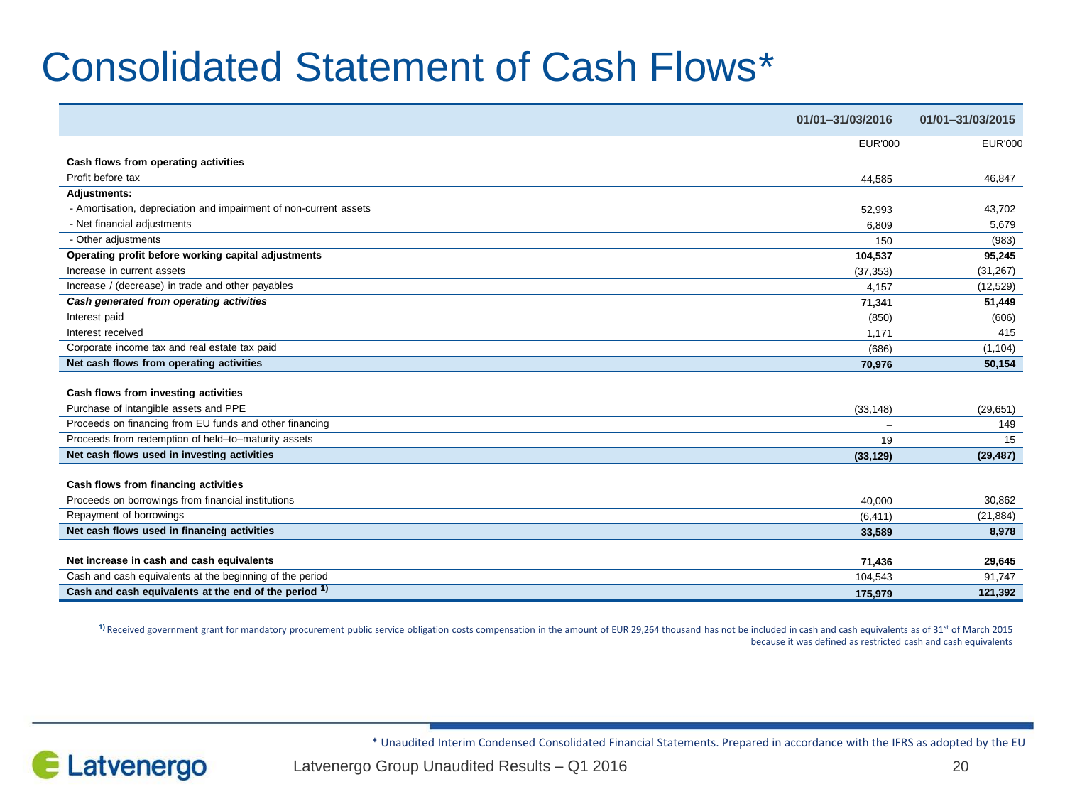# Consolidated Statement of Cash Flows*

| | 01/01–31/03/2016 | 01/01–31/03/2015 |
|---|---|---|
| | EUR'000 | EUR'000 |
| **Cash flows from operating activities** | | |
| Profit before tax | 44,585 | 46,847 |
| **Adjustments:** | | |
| - Amortisation, depreciation and impairment of non-current assets | 52,993 | 43,702 |
| - Net financial adjustments | 6,809 | 5,679 |
| - Other adjustments | 150 | (983) |
| **Operating profit before working capital adjustments** | **104,537** | **95,245** |
| Increase in current assets | (37,353) | (31,267) |
| Increase / (decrease) in trade and other payables | 4,157 | (12,529) |
| ***Cash generated from operating activities*** | **71,341** | **51,449** |
| Interest paid | (850) | (606) |
| Interest received | 1,171 | 415 |
| Corporate income tax and real estate tax paid | (686) | (1,104) |
| **Net cash flows from operating activities** | **70,976** | **50,154** |
| | | |
| **Cash flows from investing activities** | | |
| Purchase of intangible assets and PPE | (33,148) | (29,651) |
| Proceeds on financing from EU funds and other financing | – | 149 |
| Proceeds from redemption of held–to–maturity assets | 19 | 15 |
| **Net cash flows used in investing activities** | **(33,129)** | **(29,487)** |
| | | |
| **Cash flows from financing activities** | | |
| Proceeds on borrowings from financial institutions | 40,000 | 30,862 |
| Repayment of borrowings | (6,411) | (21,884) |
| **Net cash flows used in financing activities** | **33,589** | **8,978** |
| | | |
| **Net increase in cash and cash equivalents** | **71,436** | **29,645** |
| Cash and cash equivalents at the beginning of the period | 104,543 | 91,747 |
| **Cash and cash equivalents at the end of the period [1)]** | **175,979** | **121,392** |

[1)] Received government grant for mandatory procurement public service obligation costs compensation in the amount of EUR 29,264 thousand has not be included in cash and cash equivalents as of 31st of March 2015 because it was defined as restricted cash and cash equivalents

\* Unaudited Interim Condensed Consolidated Financial Statements. Prepared in accordance with the IFRS as adopted by the EU